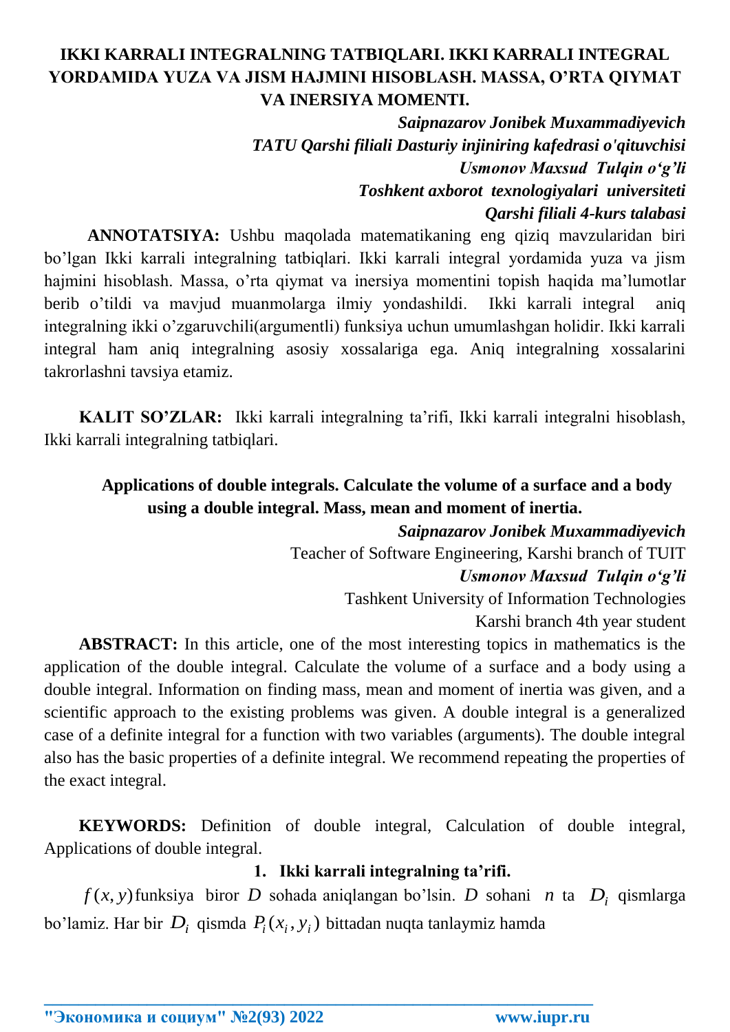# IKKI KARRALI INTEGRALNING TATBIQLARI. IKKI KARRALI INTEGRAL YORDAMIDA YUZA VA JISM HAJMINI HISOBLASH. MASSA, O'RTA QIYMAT VA INERSIYA MOMENTI.

***Saipnazarov Jonibek Muxammadiyevich***
***TATU Qarshi filiali Dasturiy injiniring kafedrasi o'qituvchisi***
***Usmonov Maxsud Tulqin o'g'li***
***Toshkent axborot texnologiyalari universiteti***
***Qarshi filiali 4-kurs talabasi***

**ANNOTATSIYA:** Ushbu maqolada matematikaning eng qiziq mavzularidan biri bo'lgan Ikki karrali integralning tatbiqlari. Ikki karrali integral yordamida yuza va jism hajmini hisoblash. Massa, o'rta qiymat va inersiya momentini topish haqida ma'lumotlar berib o'tildi va mavjud muanmolarga ilmiy yondashildi. Ikki karrali integral aniq integralning ikki o'zgaruvchili(argumentli) funksiya uchun umumlashgan holidir. Ikki karrali integral ham aniq integralning asosiy xossalariga ega. Aniq integralning xossalarini takrorlashni tavsiya etamiz.

**KALIT SO'ZLAR:** Ikki karrali integralning ta'rifi, Ikki karrali integralni hisoblash, Ikki karrali integralning tatbiqlari.

## Applications of double integrals. Calculate the volume of a surface and a body using a double integral. Mass, mean and moment of inertia.

***Saipnazarov Jonibek Muxammadiyevich***
Teacher of Software Engineering, Karshi branch of TUIT
***Usmonov Maxsud Tulqin o'g'li***
Tashkent University of Information Technologies
Karshi branch 4th year student

**ABSTRACT:** In this article, one of the most interesting topics in mathematics is the application of the double integral. Calculate the volume of a surface and a body using a double integral. Information on finding mass, mean and moment of inertia was given, and a scientific approach to the existing problems was given. A double integral is a generalized case of a definite integral for a function with two variables (arguments). The double integral also has the basic properties of a definite integral. We recommend repeating the properties of the exact integral.

**KEYWORDS:** Definition of double integral, Calculation of double integral, Applications of double integral.

### 1. Ikki karrali integralning ta'rifi.

$f(x, y)$ funksiya biror $D$ sohada aniqlangan bo'lsin. $D$ sohani $n$ ta $D_i$ qismlarga bo'lamiz. Har bir $D_i$ qismda $P_i(x_i, y_i)$ bittadan nuqta tanlaymiz hamda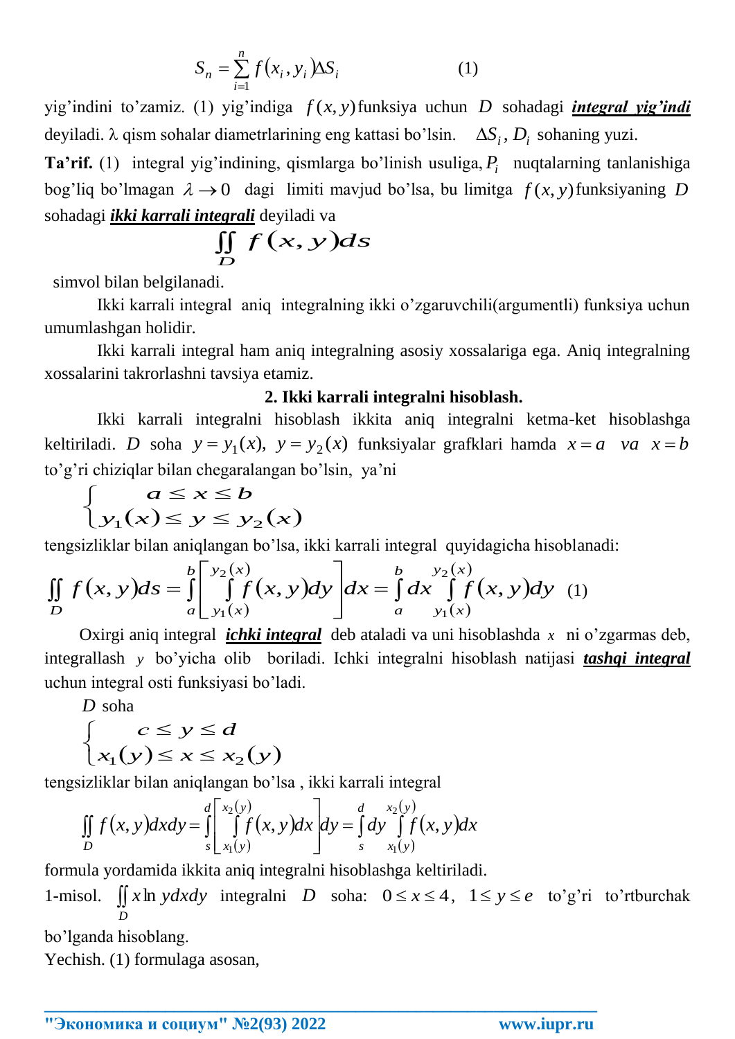$$S_n = \sum_{i=1}^{n} f(x_i, y_i)\Delta S_i \qquad (1)$$

yig'indini to'zamiz. (1) yig'indiga $f(x,y)$ funksiya uchun $D$ sohadagi ***integral yig'indi*** deyiladi. λ qism sohalar diametrlarining eng kattasi bo'lsin. $\Delta S_i$, $D_i$ sohaning yuzi.

**Ta'rif.** (1) integral yig'indining, qismlarga bo'linish usuliga, $P_i$ nuqtalarning tanlanishiga bog'liq bo'lmagan $\lambda \to 0$ dagi limiti mavjud bo'lsa, bu limitga $f(x,y)$ funksiyaning $D$ sohadagi ***ikki karrali integrali*** deyiladi va

$$\iint_D f(x,y)ds$$

simvol bilan belgilanadi.

Ikki karrali integral aniq integralning ikki o'zgaruvchili(argumentli) funksiya uchun umumlashgan holidir.

Ikki karrali integral ham aniq integralning asosiy xossalariga ega. Aniq integralning xossalarini takrorlashni tavsiya etamiz.

**2. Ikki karrali integralni hisoblash.**

Ikki karrali integralni hisoblash ikkita aniq integralni ketma-ket hisoblashga keltiriladi. $D$ soha $y = y_1(x)$, $y = y_2(x)$ funksiyalar grafklari hamda $x = a$ $va$ $x = b$ to'g'ri chiziqlar bilan chegaralangan bo'lsin, ya'ni

$$\begin{cases} a \le x \le b \\ y_1(x) \le y \le y_2(x) \end{cases}$$

tengsizliklar bilan aniqlangan bo'lsa, ikki karrali integral quyidagicha hisoblanadi:

$$\iint_D f(x,y)ds = \int_a^b \left[ \int_{y_1(x)}^{y_2(x)} f(x,y)dy \right] dx = \int_a^b dx \int_{y_1(x)}^{y_2(x)} f(x,y)dy \quad (1)$$

Oxirgi aniq integral ***ichki integral*** deb ataladi va uni hisoblashda $x$ ni o'zgarmas deb, integrallash $y$ bo'yicha olib boriladi. Ichki integralni hisoblash natijasi ***tashqi integral*** uchun integral osti funksiyasi bo'ladi.

$D$ soha

$$\begin{cases} c \le y \le d \\ x_1(y) \le x \le x_2(y) \end{cases}$$

tengsizliklar bilan aniqlangan bo'lsa , ikki karrali integral

$$\iint_D f(x,y)dxdy = \int_s^d \left[ \int_{x_1(y)}^{x_2(y)} f(x,y)dx \right] dy = \int_s^d dy \int_{x_1(y)}^{x_2(y)} f(x,y)dx$$

formula yordamida ikkita aniq integralni hisoblashga keltiriladi.

1-misol. $\iint_D x \ln y dxdy$ integralni $D$ soha: $0 \le x \le 4$, $1 \le y \le e$ to'g'ri to'rtburchak bo'lganda hisoblang.

Yechish. (1) formulaga asosan,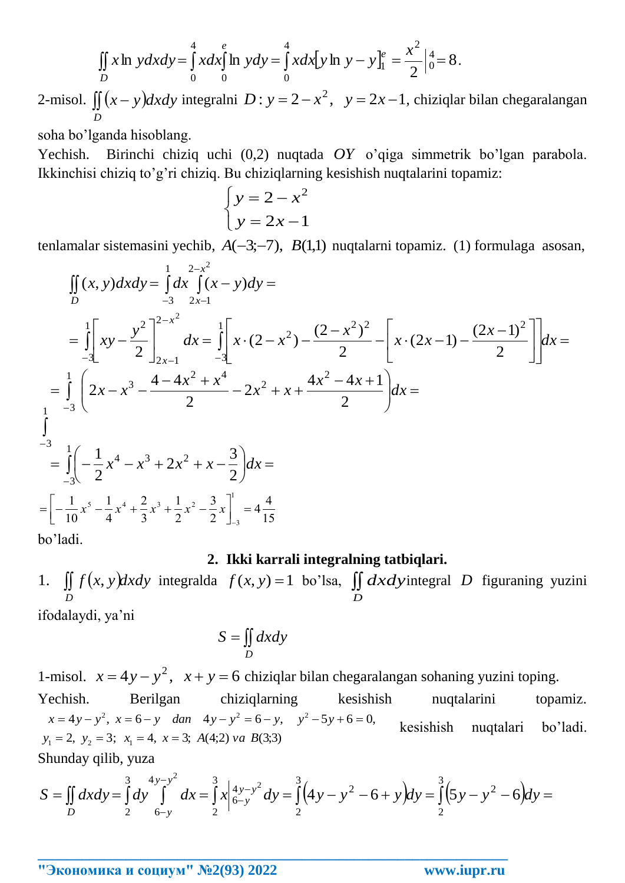$$\iint_D x\ln y dxdy = \int_0^4 xdx\int_0^e \ln ydy = \int_0^4 xdx\left[y\ln y - y\right]_1^e = \frac{x^2}{2}\Big|_0^4 = 8.$$

2-misol. $\iint_D (x-y)dxdy$ integralni $D: y = 2 - x^2,\ \ y = 2x - 1$, chiziqlar bilan chegaralangan soha bo'lganda hisoblang.

Yechish. Birinchi chiziq uchi (0,2) nuqtada $OY$ o'qiga simmetrik bo'lgan parabola. Ikkinchisi chiziq to'g'ri chiziq. Bu chiziqlarning kesishish nuqtalarini topamiz:

$$\begin{cases} y = 2 - x^2 \\ y = 2x - 1 \end{cases}$$

tenlamalar sistemasini yechib, $A(-3;-7),\ B(1,1)$ nuqtalarni topamiz. (1) formulaga asosan,

$$\iint_D (x,y)dxdy = \int_{-3}^{1} dx \int_{2x-1}^{2-x^2}(x-y)dy =$$

$$= \int_{-3}^{1}\left[xy - \frac{y^2}{2}\right]_{2x-1}^{2-x^2} dx = \int_{-3}^{1}\left[x\cdot(2-x^2) - \frac{(2-x^2)^2}{2} - \left[x\cdot(2x-1) - \frac{(2x-1)^2}{2}\right]\right]dx =$$

$$= \int_{-3}^{1}\left(2x - x^3 - \frac{4-4x^2+x^4}{2} - 2x^2 + x + \frac{4x^2-4x+1}{2}\right)dx =$$

$$\int_{-3}^{1}$$

$$= \int_{-3}^{1}\left(-\frac{1}{2}x^4 - x^3 + 2x^2 + x - \frac{3}{2}\right)dx =$$

$$= \left[-\frac{1}{10}x^5 - \frac{1}{4}x^4 + \frac{2}{3}x^3 + \frac{1}{2}x^2 - \frac{3}{2}x\right]_{-3}^{1} = 4\frac{4}{15}$$

bo'ladi.

## 2. Ikki karrali integralning tatbiqlari.

1. $\iint_D f(x,y)dxdy$ integralda $f(x,y) = 1$ bo'lsa, $\iint_D dxdy$ integral $D$ figuraning yuzini ifodalaydi, ya'ni

$$S = \iint_D dxdy$$

1-misol. $x = 4y - y^2,\ \ x + y = 6$ chiziqlar bilan chegaralangan sohaning yuzini toping.

Yechish. Berilgan chiziqlarning kesishish nuqtalarini topamiz. $x = 4y - y^2,\ x = 6 - y$ dan $4y - y^2 = 6 - y,\ \ y^2 - 5y + 6 = 0,$ $y_1 = 2,\ y_2 = 3;\ x_1 = 4,\ x = 3;\ A(4;2)$ va $B(3;3)$ kesishish nuqtalari bo'ladi.

Shunday qilib, yuza

$$S = \iint_D dxdy = \int_2^3 dy \int_{6-y}^{4y-y^2} dx = \int_2^3 x\Big|_{6-y}^{4y-y^2} dy = \int_2^3 \left(4y - y^2 - 6 + y\right)dy = \int_2^3 \left(5y - y^2 - 6\right)dy =$$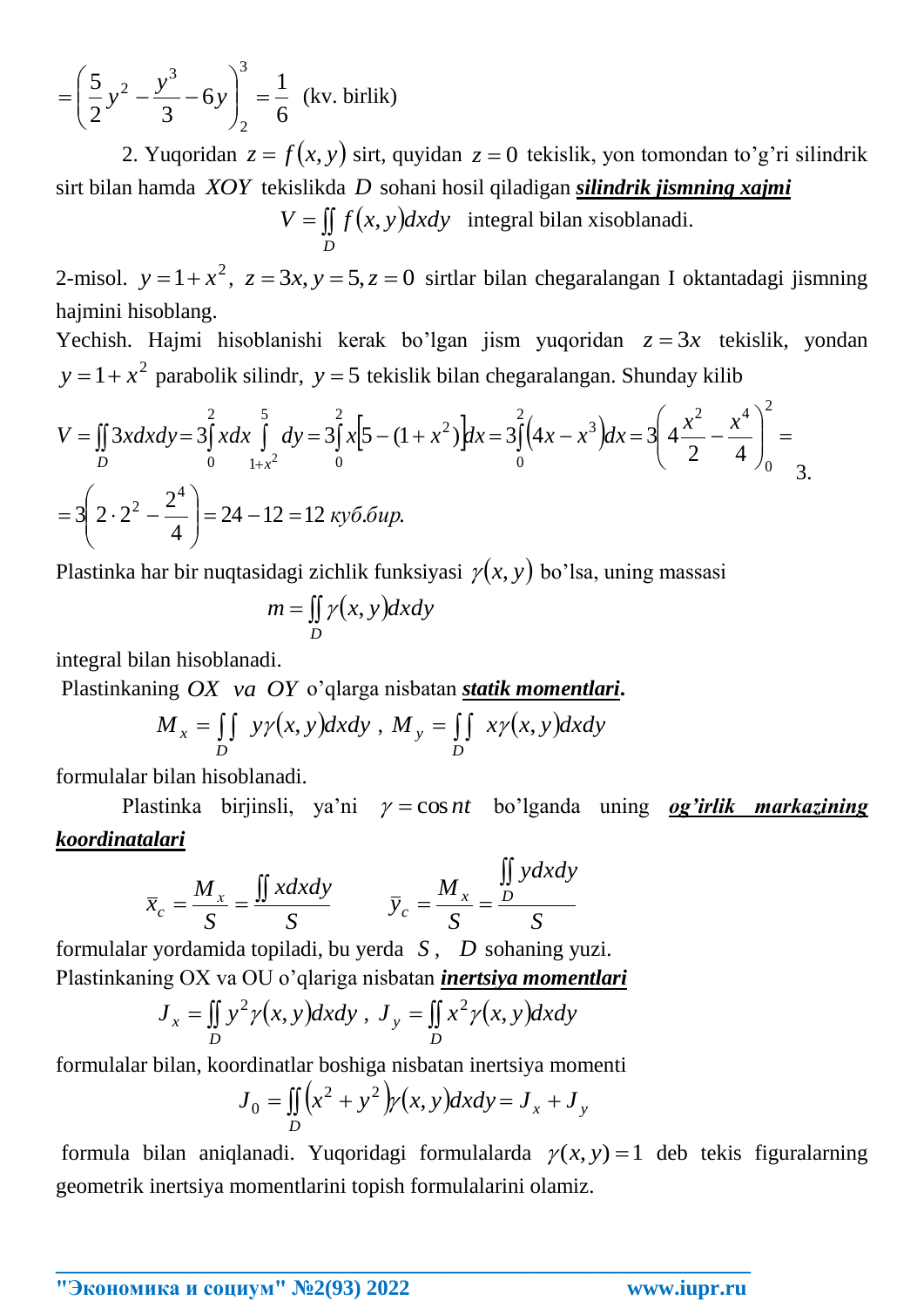$$= \left( \frac{5}{2}y^2 - \frac{y^3}{3} - 6y \right)_2^3 = \frac{1}{6} \text{ (kv. birlik)}$$

2. Yuqoridan $z = f(x, y)$ sirt, quyidan $z = 0$ tekislik, yon tomondan to'g'ri silindrik sirt bilan hamda $XOY$ tekislikda $D$ sohani hosil qiladigan ***silindrik jismning xajmi***

$$V = \iint_D f(x, y)dxdy \quad \text{integral bilan xisoblanadi.}$$

2-misol. $y = 1 + x^2,\ z = 3x, y = 5, z = 0$ sirtlar bilan chegaralangan I oktantadagi jismning hajmini hisoblang.

Yechish. Hajmi hisoblanishi kerak bo'lgan jism yuqoridan $z = 3x$ tekislik, yondan $y = 1 + x^2$ parabolik silindr, $y = 5$ tekislik bilan chegaralangan. Shunday kilib

$$V = \iint_D 3xdxdy = 3\int_0^2 xdx \int_{1+x^2}^5 dy = 3\int_0^2 x\left[5 - (1 + x^2)\right]dx = 3\int_0^2 \left(4x - x^3\right)dx = 3\left(4\frac{x^2}{2} - \frac{x^4}{4}\right)_0^2 =$$

$$= 3\left(2 \cdot 2^2 - \frac{2^4}{4}\right) = 24 - 12 = 12 \text{ куб.бир.}$$

3. Plastinka har bir nuqtasidagi zichlik funksiyasi $\gamma(x, y)$ bo'lsa, uning massasi

$$m = \iint_D \gamma(x, y)dxdy$$

integral bilan hisoblanadi.

Plastinkaning $OX$ *va* $OY$ o'qlarga nisbatan ***statik momentlari*.**

$$M_x = \iint_D y\gamma(x, y)dxdy\ ,\ M_y = \iint_D x\gamma(x, y)dxdy$$

formulalar bilan hisoblanadi.

Plastinka birjinsli, ya'ni $\gamma = \cos nt$ bo'lganda uning ***og'irlik markazining koordinatalari***

$$\bar{x}_c = \frac{M_x}{S} = \frac{\iint xdxdy}{S} \qquad \bar{y}_c = \frac{M_x}{S} = \frac{\iint_D ydxdy}{S}$$

formulalar yordamida topiladi, bu yerda $S$, $D$ sohaning yuzi.

Plastinkaning OX va OU o'qlariga nisbatan ***inertsiya momentlari***

$$J_x = \iint_D y^2\gamma(x, y)dxdy\ ,\ J_y = \iint_D x^2\gamma(x, y)dxdy$$

formulalar bilan, koordinatlar boshiga nisbatan inertsiya momenti

$$J_0 = \iint_D \left(x^2 + y^2\right)\gamma(x, y)dxdy = J_x + J_y$$

formula bilan aniqlanadi. Yuqoridagi formulalarda $\gamma(x, y) = 1$ deb tekis figuralarning geometrik inertsiya momentlarini topish formulalarini olamiz.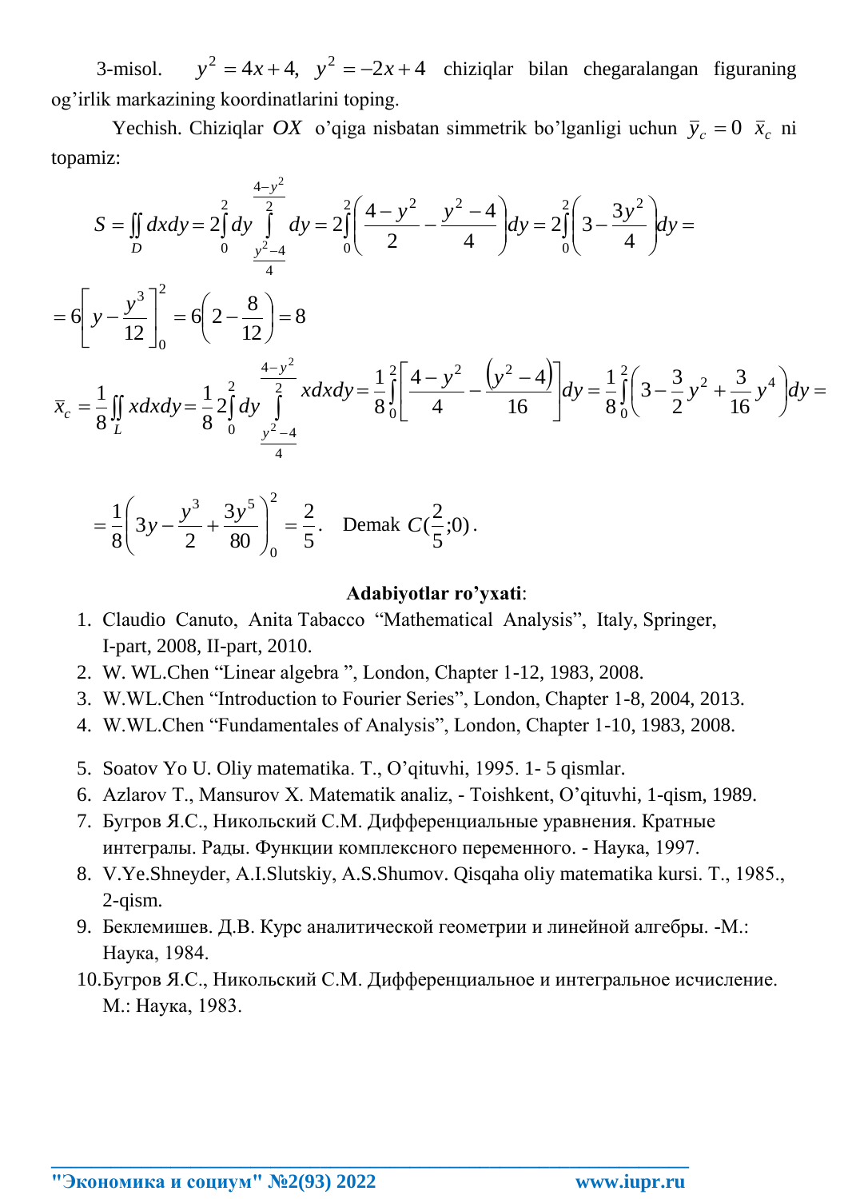3-misol. $y^2 = 4x + 4,\ y^2 = -2x + 4$ chiziqlar bilan chegaralangan figuraning og'irlik markazining koordinatlarini toping.

Yechish. Chiziqlar $OX$ o'qiga nisbatan simmetrik bo'lganligi uchun $\bar{y}_c = 0$ $\bar{x}_c$ ni topamiz:

$$S = \iint_D dxdy = 2\int_0^2 dy \int_{\frac{y^2-4}{4}}^{\frac{4-y^2}{2}} dy = 2\int_0^2 \left( \frac{4-y^2}{2} - \frac{y^2-4}{4} \right) dy = 2\int_0^2 \left( 3 - \frac{3y^2}{4} \right) dy =$$

$$= 6\left[ y - \frac{y^3}{12} \right]_0^2 = 6\left( 2 - \frac{8}{12} \right) = 8$$

$$\bar{x}_c = \frac{1}{8} \iint_L xdxdy = \frac{1}{8} 2\int_0^2 dy \int_{\frac{y^2-4}{4}}^{\frac{4-y^2}{2}} xdxdy = \frac{1}{8} \int_0^2 \left[ \frac{4-y^2}{4} - \frac{\left(y^2-4\right)}{16} \right] dy = \frac{1}{8} \int_0^2 \left( 3 - \frac{3}{2} y^2 + \frac{3}{16} y^4 \right) dy =$$

$$= \frac{1}{8} \left( 3y - \frac{y^3}{2} + \frac{3y^5}{80} \right)_0^2 = \frac{2}{5}.$$ Demak $C(\frac{2}{5};0)$.

## Adabiyotlar ro'yxati:

1. Claudio Canuto, Anita Tabacco "Mathematical Analysis", Italy, Springer, I-part, 2008, II-part, 2010.
2. W. WL.Chen "Linear algebra ", London, Chapter 1-12, 1983, 2008.
3. W.WL.Chen "Introduction to Fourier Series", London, Chapter 1-8, 2004, 2013.
4. W.WL.Chen "Fundamentales of Analysis", London, Chapter 1-10, 1983, 2008.
5. Soatov Yo U. Oliy matematika. T., O'qituvhi, 1995. 1- 5 qismlar.
6. Azlarov T., Mansurov X. Matematik analiz, - Toishkent, O'qituvhi, 1-qism, 1989.
7. Бугров Я.С., Никольский С.М. Дифференциальные уравнения. Кратные интегралы. Рады. Функции комплексного переменного. - Наука, 1997.
8. V.Ye.Shneyder, A.I.Slutskiy, A.S.Shumov. Qisqaha oliy matematika kursi. T., 1985., 2-qism.
9. Беклемишев. Д.В. Курс аналитической геометрии и линейной алгебры. -М.: Наука, 1984.
10. Бугров Я.С., Никольский С.М. Дифференциальное и интегральное исчисление. М.: Наука, 1983.